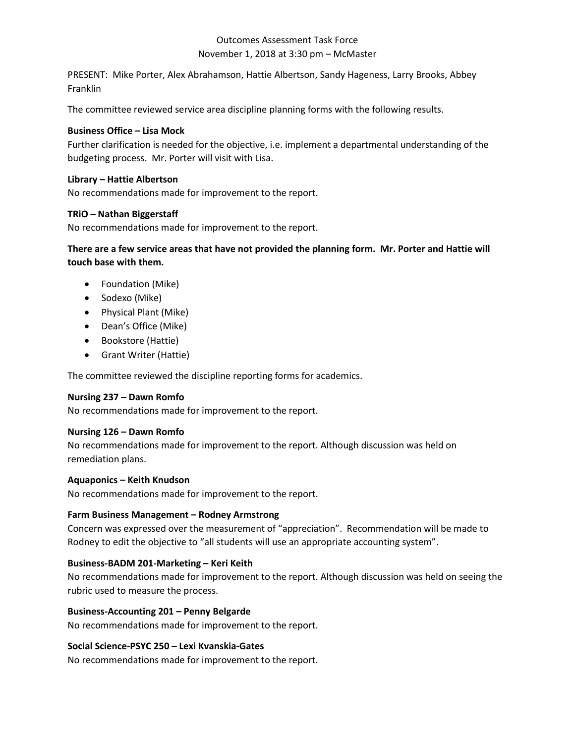Outcomes Assessment Task Force
November 1, 2018 at 3:30 pm – McMaster

PRESENT: Mike Porter, Alex Abrahamson, Hattie Albertson, Sandy Hageness, Larry Brooks, Abbey Franklin

The committee reviewed service area discipline planning forms with the following results.

**Business Office – Lisa Mock**
Further clarification is needed for the objective, i.e. implement a departmental understanding of the budgeting process. Mr. Porter will visit with Lisa.

**Library – Hattie Albertson**
No recommendations made for improvement to the report.

**TRiO – Nathan Biggerstaff**
No recommendations made for improvement to the report.

**There are a few service areas that have not provided the planning form. Mr. Porter and Hattie will touch base with them.**

- Foundation (Mike)
- Sodexo (Mike)
- Physical Plant (Mike)
- Dean's Office (Mike)
- Bookstore (Hattie)
- Grant Writer (Hattie)

The committee reviewed the discipline reporting forms for academics.

**Nursing 237 – Dawn Romfo**
No recommendations made for improvement to the report.

**Nursing 126 – Dawn Romfo**
No recommendations made for improvement to the report. Although discussion was held on remediation plans.

**Aquaponics – Keith Knudson**
No recommendations made for improvement to the report.

**Farm Business Management – Rodney Armstrong**
Concern was expressed over the measurement of "appreciation". Recommendation will be made to Rodney to edit the objective to "all students will use an appropriate accounting system".

**Business-BADM 201-Marketing – Keri Keith**
No recommendations made for improvement to the report. Although discussion was held on seeing the rubric used to measure the process.

**Business-Accounting 201 – Penny Belgarde**
No recommendations made for improvement to the report.

**Social Science-PSYC 250 – Lexi Kvanskia-Gates**
No recommendations made for improvement to the report.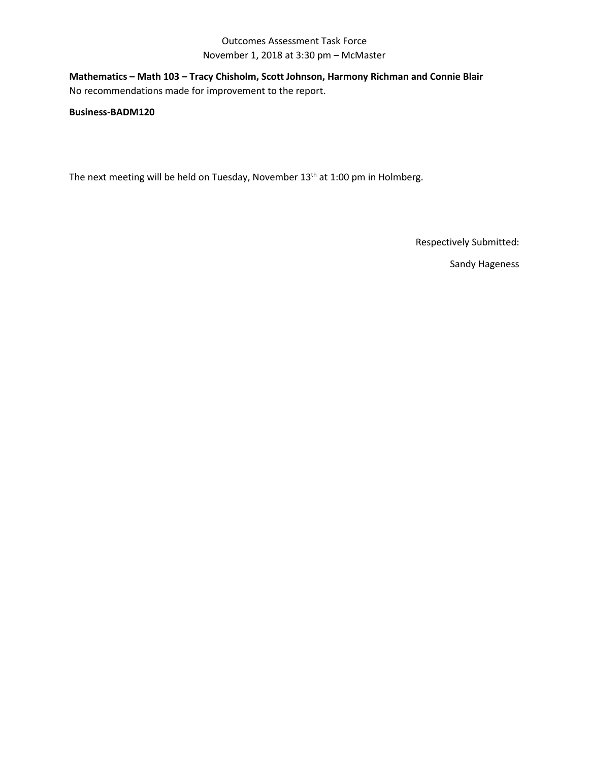Outcomes Assessment Task Force
November 1, 2018 at 3:30 pm – McMaster

**Mathematics – Math 103 – Tracy Chisholm, Scott Johnson, Harmony Richman and Connie Blair**
No recommendations made for improvement to the report.

**Business-BADM120**

The next meeting will be held on Tuesday, November 13th at 1:00 pm in Holmberg.

Respectively Submitted:

Sandy Hageness